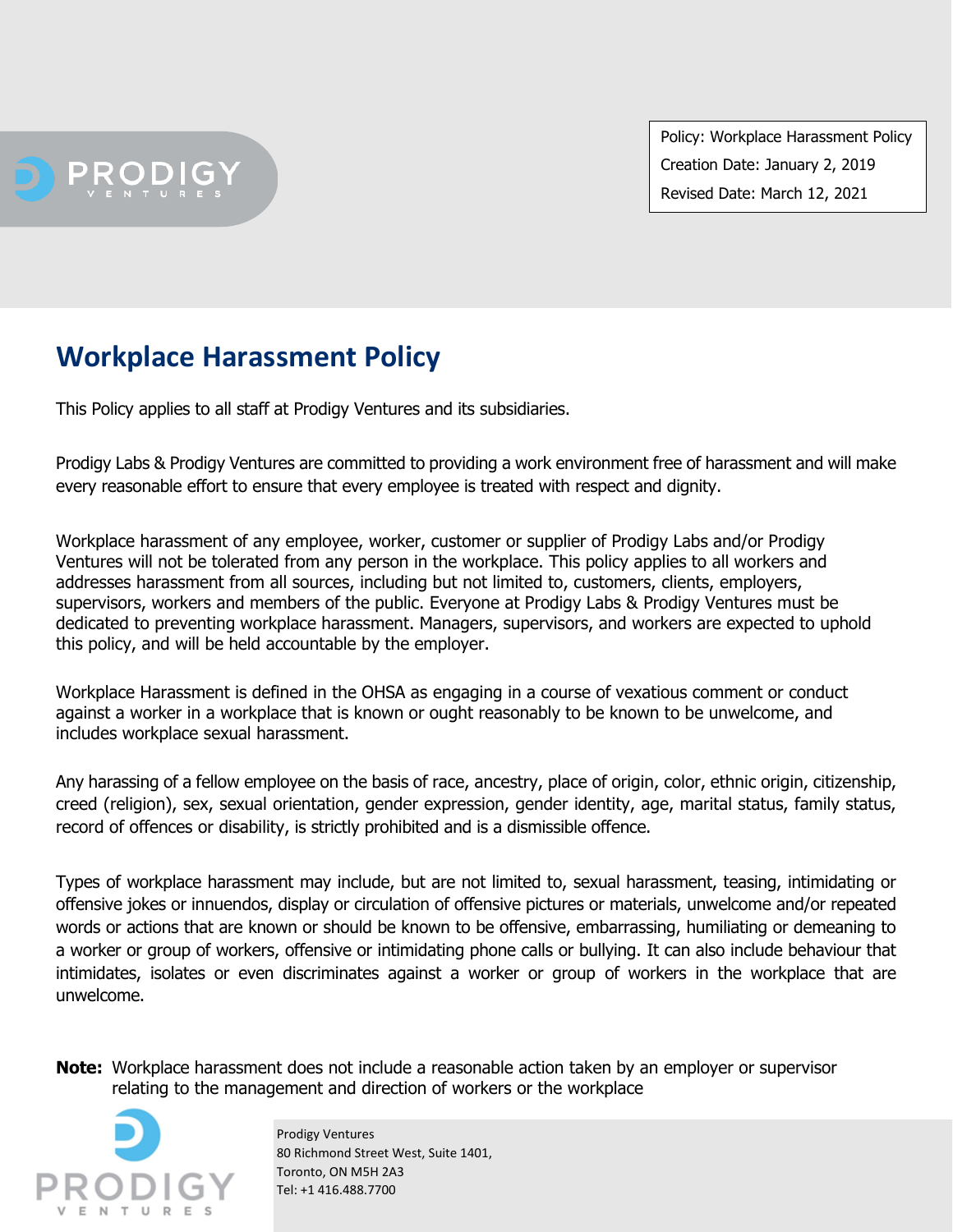| Policy: Workplace Harassment Policy |
| --- |
| Creation Date: January 2, 2019 |
| Revised Date: March 12, 2021 |

# Workplace Harassment Policy

This Policy applies to all staff at Prodigy Ventures and its subsidiaries.

Prodigy Labs & Prodigy Ventures are committed to providing a work environment free of harassment and will make every reasonable effort to ensure that every employee is treated with respect and dignity.

Workplace harassment of any employee, worker, customer or supplier of Prodigy Labs and/or Prodigy Ventures will not be tolerated from any person in the workplace. This policy applies to all workers and addresses harassment from all sources, including but not limited to, customers, clients, employers, supervisors, workers and members of the public. Everyone at Prodigy Labs & Prodigy Ventures must be dedicated to preventing workplace harassment. Managers, supervisors, and workers are expected to uphold this policy, and will be held accountable by the employer.

Workplace Harassment is defined in the OHSA as engaging in a course of vexatious comment or conduct against a worker in a workplace that is known or ought reasonably to be known to be unwelcome, and includes workplace sexual harassment.

Any harassing of a fellow employee on the basis of race, ancestry, place of origin, color, ethnic origin, citizenship, creed (religion), sex, sexual orientation, gender expression, gender identity, age, marital status, family status, record of offences or disability, is strictly prohibited and is a dismissible offence.

Types of workplace harassment may include, but are not limited to, sexual harassment, teasing, intimidating or offensive jokes or innuendos, display or circulation of offensive pictures or materials, unwelcome and/or repeated words or actions that are known or should be known to be offensive, embarrassing, humiliating or demeaning to a worker or group of workers, offensive or intimidating phone calls or bullying. It can also include behaviour that intimidates, isolates or even discriminates against a worker or group of workers in the workplace that are unwelcome.

**Note:** Workplace harassment does not include a reasonable action taken by an employer or supervisor relating to the management and direction of workers or the workplace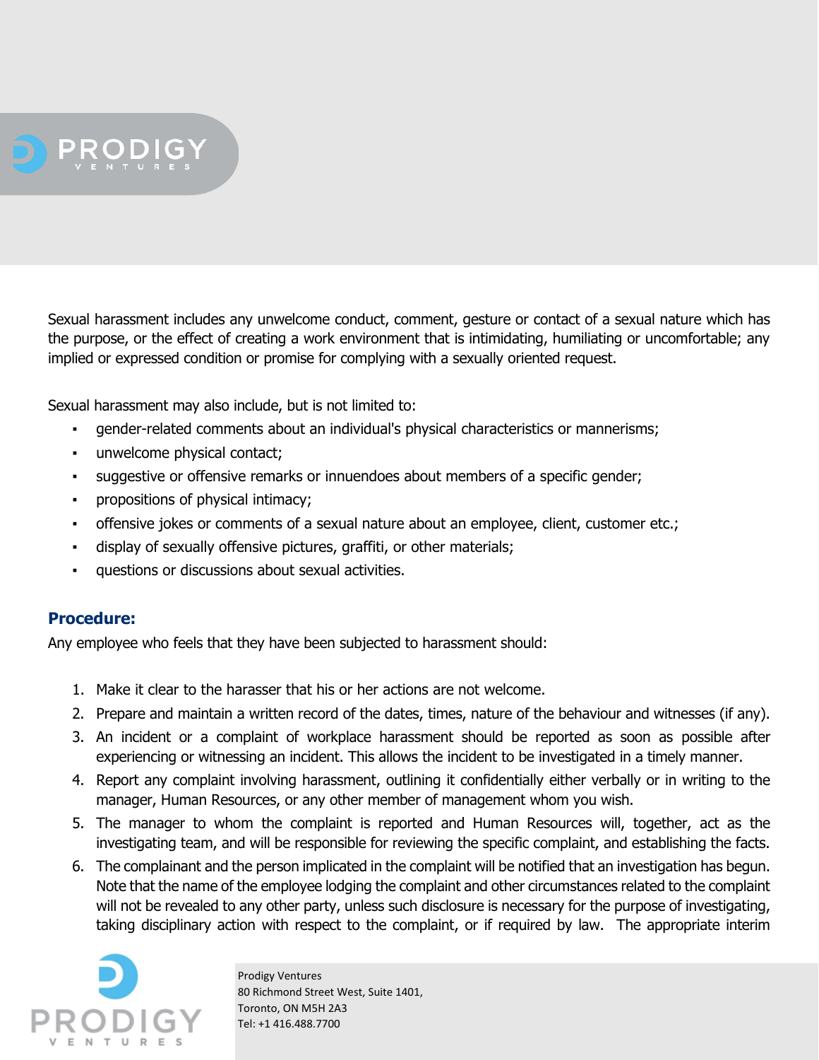Sexual harassment includes any unwelcome conduct, comment, gesture or contact of a sexual nature which has the purpose, or the effect of creating a work environment that is intimidating, humiliating or uncomfortable; any implied or expressed condition or promise for complying with a sexually oriented request.

Sexual harassment may also include, but is not limited to:

- gender-related comments about an individual's physical characteristics or mannerisms;
- unwelcome physical contact;
- suggestive or offensive remarks or innuendoes about members of a specific gender;
- propositions of physical intimacy;
- offensive jokes or comments of a sexual nature about an employee, client, customer etc.;
- display of sexually offensive pictures, graffiti, or other materials;
- questions or discussions about sexual activities.

### Procedure:

Any employee who feels that they have been subjected to harassment should:

1. Make it clear to the harasser that his or her actions are not welcome.
2. Prepare and maintain a written record of the dates, times, nature of the behaviour and witnesses (if any).
3. An incident or a complaint of workplace harassment should be reported as soon as possible after experiencing or witnessing an incident. This allows the incident to be investigated in a timely manner.
4. Report any complaint involving harassment, outlining it confidentially either verbally or in writing to the manager, Human Resources, or any other member of management whom you wish.
5. The manager to whom the complaint is reported and Human Resources will, together, act as the investigating team, and will be responsible for reviewing the specific complaint, and establishing the facts.
6. The complainant and the person implicated in the complaint will be notified that an investigation has begun. Note that the name of the employee lodging the complaint and other circumstances related to the complaint will not be revealed to any other party, unless such disclosure is necessary for the purpose of investigating, taking disciplinary action with respect to the complaint, or if required by law. The appropriate interim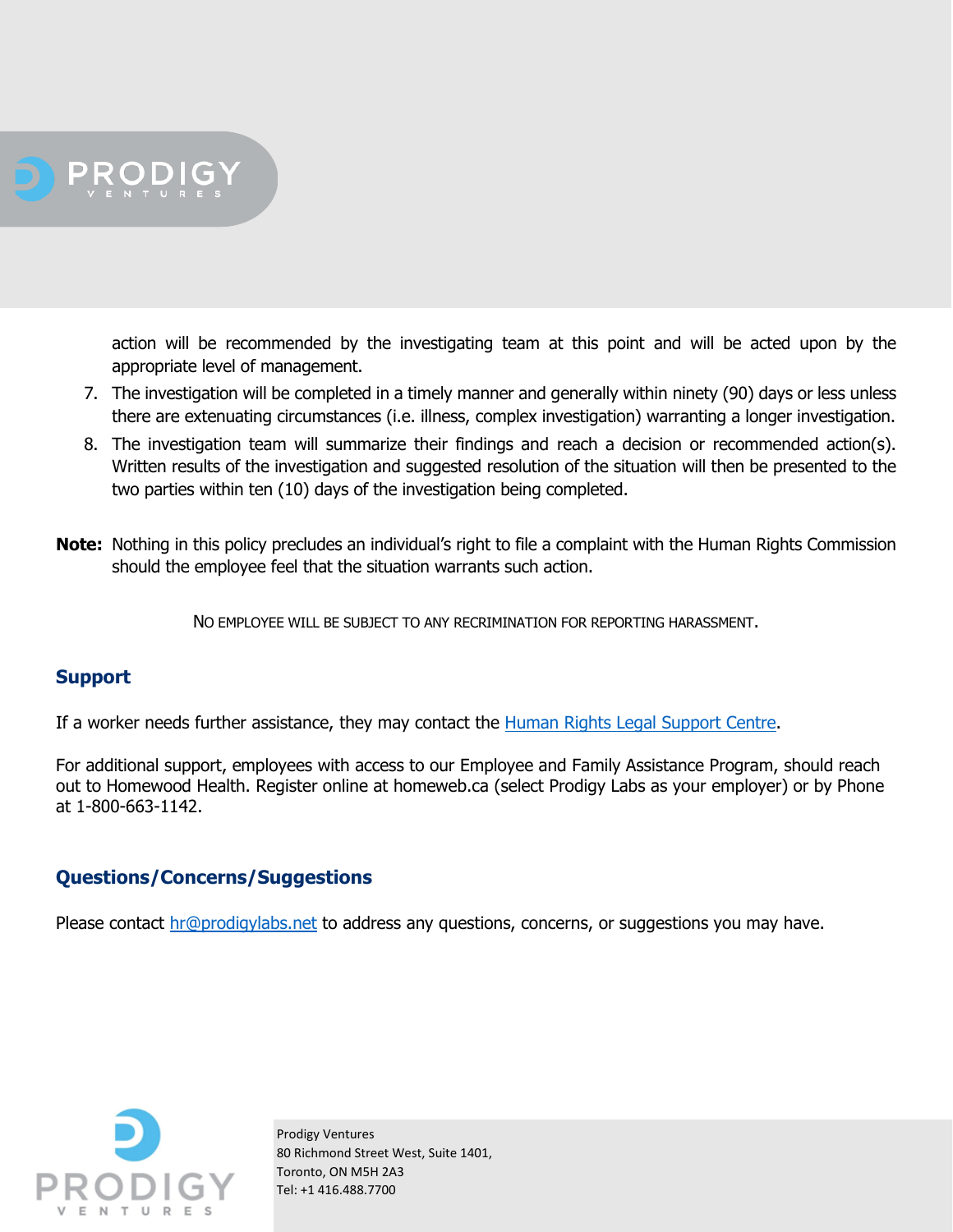action will be recommended by the investigating team at this point and will be acted upon by the appropriate level of management.

7. The investigation will be completed in a timely manner and generally within ninety (90) days or less unless there are extenuating circumstances (i.e. illness, complex investigation) warranting a longer investigation.
8. The investigation team will summarize their findings and reach a decision or recommended action(s). Written results of the investigation and suggested resolution of the situation will then be presented to the two parties within ten (10) days of the investigation being completed.

**Note:** Nothing in this policy precludes an individual's right to file a complaint with the Human Rights Commission should the employee feel that the situation warrants such action.

NO EMPLOYEE WILL BE SUBJECT TO ANY RECRIMINATION FOR REPORTING HARASSMENT.

## Support

If a worker needs further assistance, they may contact the Human Rights Legal Support Centre.

For additional support, employees with access to our Employee and Family Assistance Program, should reach out to Homewood Health. Register online at homeweb.ca (select Prodigy Labs as your employer) or by Phone at 1-800-663-1142.

## Questions/Concerns/Suggestions

Please contact hr@prodigylabs.net to address any questions, concerns, or suggestions you may have.

Prodigy Ventures
80 Richmond Street West, Suite 1401,
Toronto, ON M5H 2A3
Tel: +1 416.488.7700